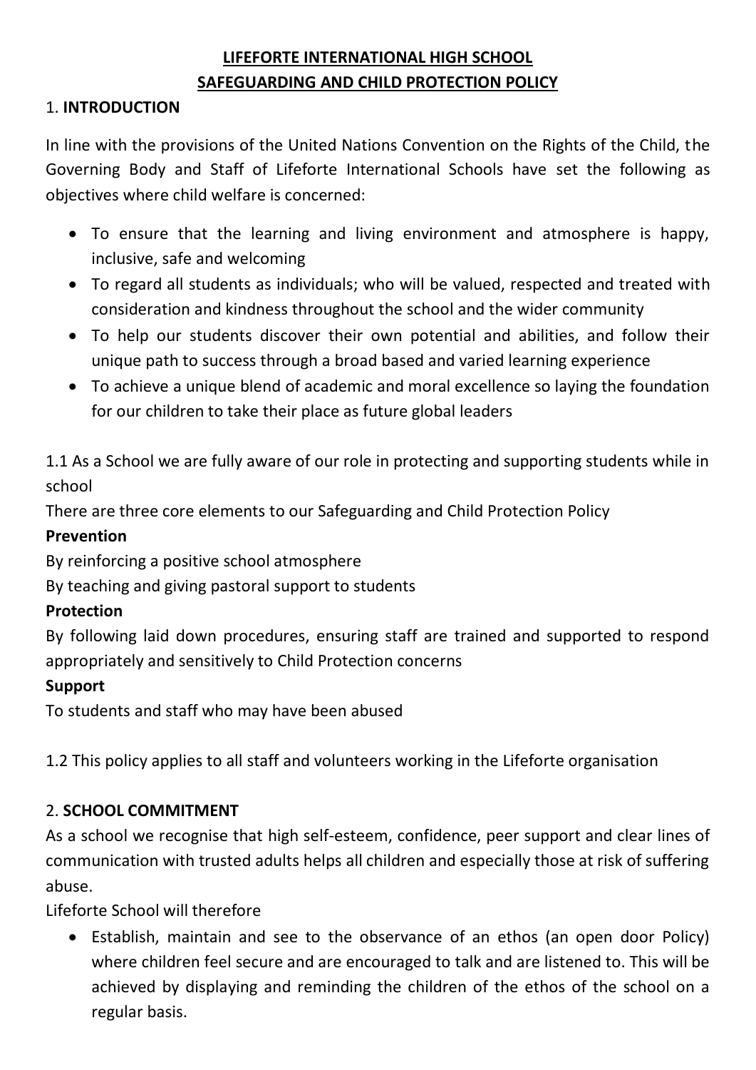**LIFEFORTE INTERNATIONAL HIGH SCHOOL**
**SAFEGUARDING AND CHILD PROTECTION POLICY**

## 1. INTRODUCTION

In line with the provisions of the United Nations Convention on the Rights of the Child, the Governing Body and Staff of Lifeforte International Schools have set the following as objectives where child welfare is concerned:

- To ensure that the learning and living environment and atmosphere is happy, inclusive, safe and welcoming
- To regard all students as individuals; who will be valued, respected and treated with consideration and kindness throughout the school and the wider community
- To help our students discover their own potential and abilities, and follow their unique path to success through a broad based and varied learning experience
- To achieve a unique blend of academic and moral excellence so laying the foundation for our children to take their place as future global leaders

1.1 As a School we are fully aware of our role in protecting and supporting students while in school

There are three core elements to our Safeguarding and Child Protection Policy

**Prevention**

By reinforcing a positive school atmosphere

By teaching and giving pastoral support to students

**Protection**

By following laid down procedures, ensuring staff are trained and supported to respond appropriately and sensitively to Child Protection concerns

**Support**

To students and staff who may have been abused

1.2 This policy applies to all staff and volunteers working in the Lifeforte organisation

## 2. SCHOOL COMMITMENT

As a school we recognise that high self-esteem, confidence, peer support and clear lines of communication with trusted adults helps all children and especially those at risk of suffering abuse.

Lifeforte School will therefore

- Establish, maintain and see to the observance of an ethos (an open door Policy) where children feel secure and are encouraged to talk and are listened to. This will be achieved by displaying and reminding the children of the ethos of the school on a regular basis.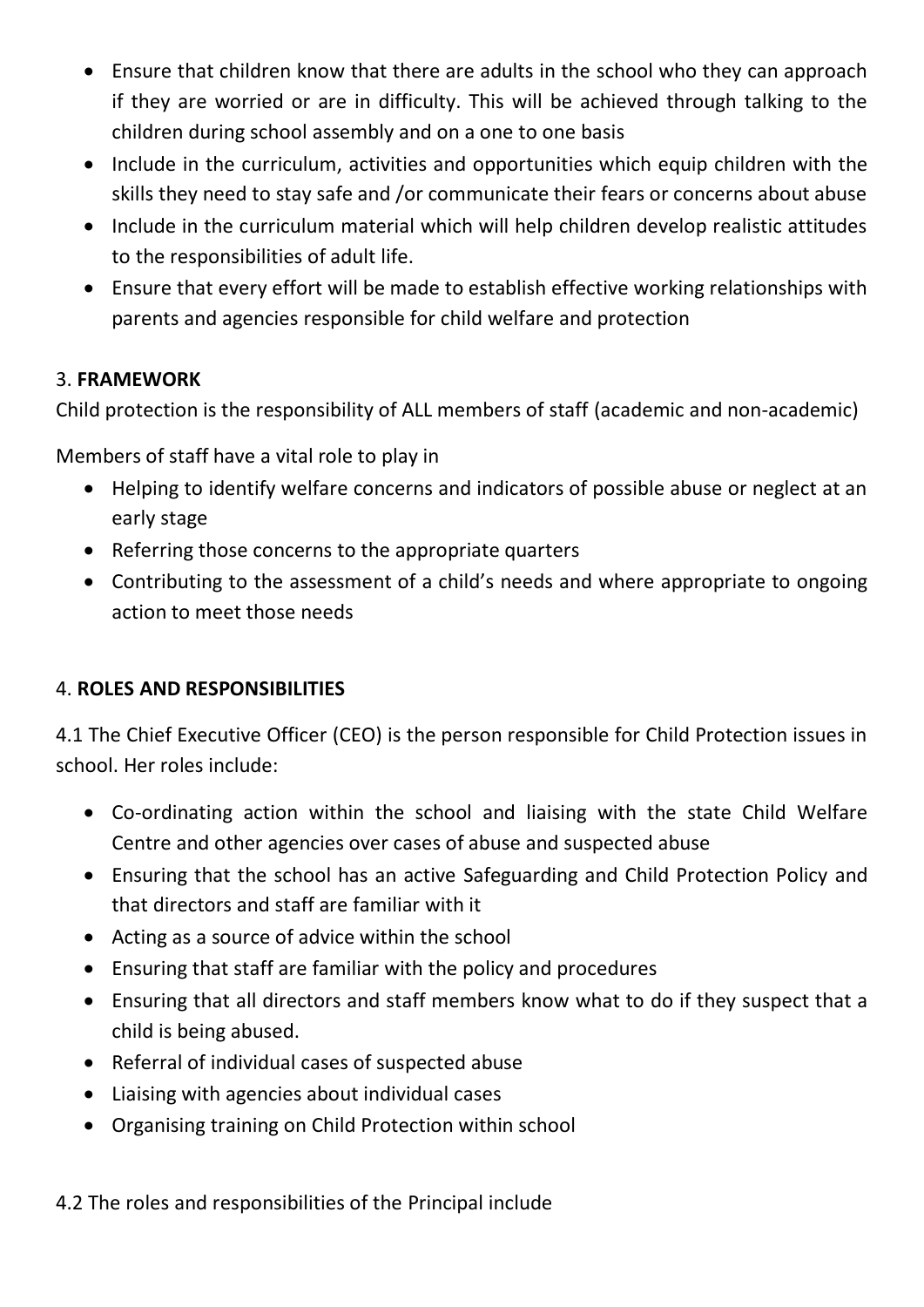- Ensure that children know that there are adults in the school who they can approach if they are worried or are in difficulty. This will be achieved through talking to the children during school assembly and on a one to one basis
- Include in the curriculum, activities and opportunities which equip children with the skills they need to stay safe and /or communicate their fears or concerns about abuse
- Include in the curriculum material which will help children develop realistic attitudes to the responsibilities of adult life.
- Ensure that every effort will be made to establish effective working relationships with parents and agencies responsible for child welfare and protection

## 3. **FRAMEWORK**

Child protection is the responsibility of ALL members of staff (academic and non-academic)

Members of staff have a vital role to play in

- Helping to identify welfare concerns and indicators of possible abuse or neglect at an early stage
- Referring those concerns to the appropriate quarters
- Contributing to the assessment of a child's needs and where appropriate to ongoing action to meet those needs

## 4. **ROLES AND RESPONSIBILITIES**

4.1 The Chief Executive Officer (CEO) is the person responsible for Child Protection issues in school. Her roles include:

- Co-ordinating action within the school and liaising with the state Child Welfare Centre and other agencies over cases of abuse and suspected abuse
- Ensuring that the school has an active Safeguarding and Child Protection Policy and that directors and staff are familiar with it
- Acting as a source of advice within the school
- Ensuring that staff are familiar with the policy and procedures
- Ensuring that all directors and staff members know what to do if they suspect that a child is being abused.
- Referral of individual cases of suspected abuse
- Liaising with agencies about individual cases
- Organising training on Child Protection within school

4.2 The roles and responsibilities of the Principal include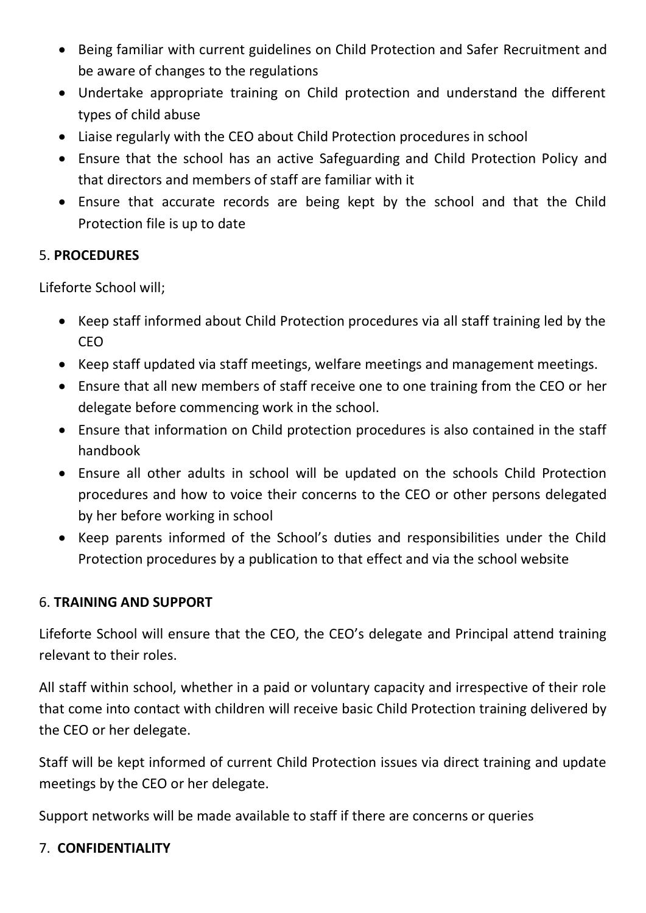- Being familiar with current guidelines on Child Protection and Safer Recruitment and be aware of changes to the regulations
- Undertake appropriate training on Child protection and understand the different types of child abuse
- Liaise regularly with the CEO about Child Protection procedures in school
- Ensure that the school has an active Safeguarding and Child Protection Policy and that directors and members of staff are familiar with it
- Ensure that accurate records are being kept by the school and that the Child Protection file is up to date

## 5. PROCEDURES

Lifeforte School will;

- Keep staff informed about Child Protection procedures via all staff training led by the CEO
- Keep staff updated via staff meetings, welfare meetings and management meetings.
- Ensure that all new members of staff receive one to one training from the CEO or her delegate before commencing work in the school.
- Ensure that information on Child protection procedures is also contained in the staff handbook
- Ensure all other adults in school will be updated on the schools Child Protection procedures and how to voice their concerns to the CEO or other persons delegated by her before working in school
- Keep parents informed of the School's duties and responsibilities under the Child Protection procedures by a publication to that effect and via the school website

## 6. TRAINING AND SUPPORT

Lifeforte School will ensure that the CEO, the CEO's delegate and Principal attend training relevant to their roles.

All staff within school, whether in a paid or voluntary capacity and irrespective of their role that come into contact with children will receive basic Child Protection training delivered by the CEO or her delegate.

Staff will be kept informed of current Child Protection issues via direct training and update meetings by the CEO or her delegate.

Support networks will be made available to staff if there are concerns or queries

## 7. CONFIDENTIALITY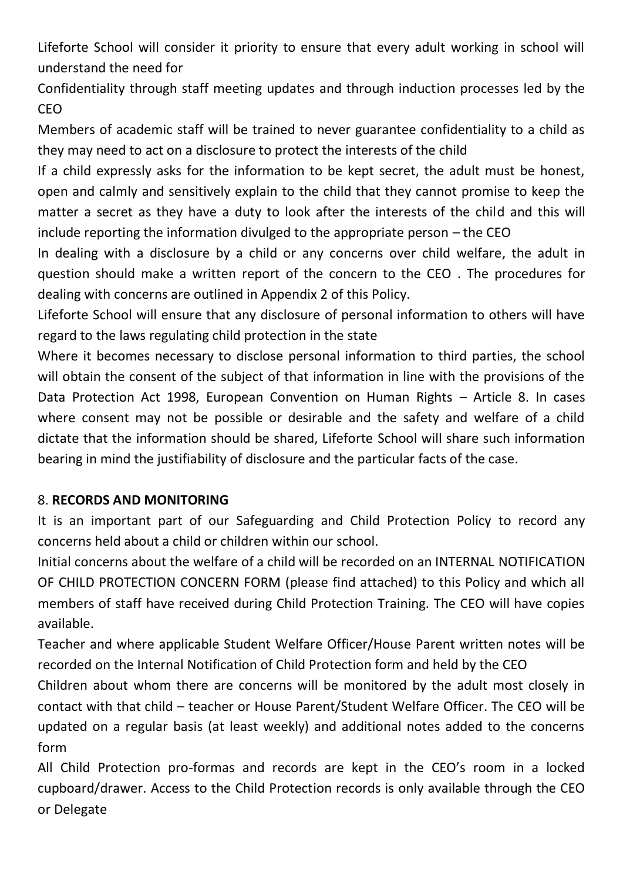Lifeforte School will consider it priority to ensure that every adult working in school will understand the need for

Confidentiality through staff meeting updates and through induction processes led by the CEO

Members of academic staff will be trained to never guarantee confidentiality to a child as they may need to act on a disclosure to protect the interests of the child

If a child expressly asks for the information to be kept secret, the adult must be honest, open and calmly and sensitively explain to the child that they cannot promise to keep the matter a secret as they have a duty to look after the interests of the child and this will include reporting the information divulged to the appropriate person – the CEO

In dealing with a disclosure by a child or any concerns over child welfare, the adult in question should make a written report of the concern to the CEO . The procedures for dealing with concerns are outlined in Appendix 2 of this Policy.

Lifeforte School will ensure that any disclosure of personal information to others will have regard to the laws regulating child protection in the state

Where it becomes necessary to disclose personal information to third parties, the school will obtain the consent of the subject of that information in line with the provisions of the Data Protection Act 1998, European Convention on Human Rights – Article 8. In cases where consent may not be possible or desirable and the safety and welfare of a child dictate that the information should be shared, Lifeforte School will share such information bearing in mind the justifiability of disclosure and the particular facts of the case.

8. **RECORDS AND MONITORING**

It is an important part of our Safeguarding and Child Protection Policy to record any concerns held about a child or children within our school.

Initial concerns about the welfare of a child will be recorded on an INTERNAL NOTIFICATION OF CHILD PROTECTION CONCERN FORM (please find attached) to this Policy and which all members of staff have received during Child Protection Training. The CEO will have copies available.

Teacher and where applicable Student Welfare Officer/House Parent written notes will be recorded on the Internal Notification of Child Protection form and held by the CEO

Children about whom there are concerns will be monitored by the adult most closely in contact with that child – teacher or House Parent/Student Welfare Officer. The CEO will be updated on a regular basis (at least weekly) and additional notes added to the concerns form

All Child Protection pro-formas and records are kept in the CEO's room in a locked cupboard/drawer. Access to the Child Protection records is only available through the CEO or Delegate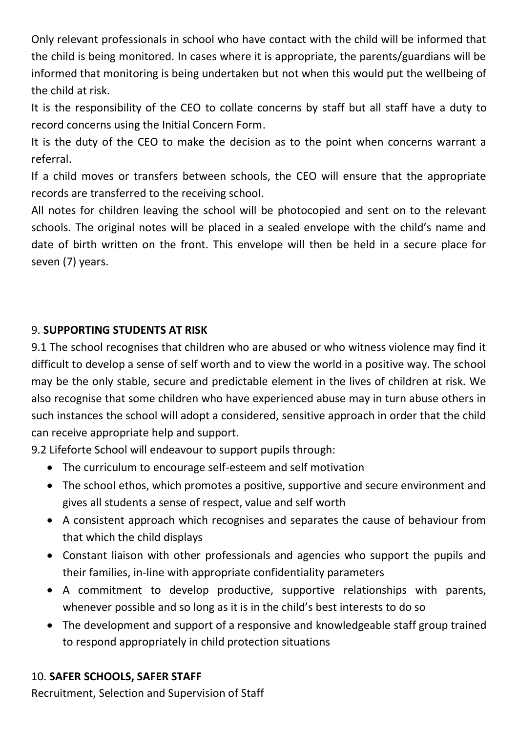Only relevant professionals in school who have contact with the child will be informed that the child is being monitored. In cases where it is appropriate, the parents/guardians will be informed that monitoring is being undertaken but not when this would put the wellbeing of the child at risk.

It is the responsibility of the CEO to collate concerns by staff but all staff have a duty to record concerns using the Initial Concern Form.

It is the duty of the CEO to make the decision as to the point when concerns warrant a referral.

If a child moves or transfers between schools, the CEO will ensure that the appropriate records are transferred to the receiving school.

All notes for children leaving the school will be photocopied and sent on to the relevant schools. The original notes will be placed in a sealed envelope with the child's name and date of birth written on the front. This envelope will then be held in a secure place for seven (7) years.

## 9. **SUPPORTING STUDENTS AT RISK**

9.1 The school recognises that children who are abused or who witness violence may find it difficult to develop a sense of self worth and to view the world in a positive way. The school may be the only stable, secure and predictable element in the lives of children at risk. We also recognise that some children who have experienced abuse may in turn abuse others in such instances the school will adopt a considered, sensitive approach in order that the child can receive appropriate help and support.

9.2 Lifeforte School will endeavour to support pupils through:

- The curriculum to encourage self-esteem and self motivation
- The school ethos, which promotes a positive, supportive and secure environment and gives all students a sense of respect, value and self worth
- A consistent approach which recognises and separates the cause of behaviour from that which the child displays
- Constant liaison with other professionals and agencies who support the pupils and their families, in-line with appropriate confidentiality parameters
- A commitment to develop productive, supportive relationships with parents, whenever possible and so long as it is in the child's best interests to do so
- The development and support of a responsive and knowledgeable staff group trained to respond appropriately in child protection situations

## 10. **SAFER SCHOOLS, SAFER STAFF**

Recruitment, Selection and Supervision of Staff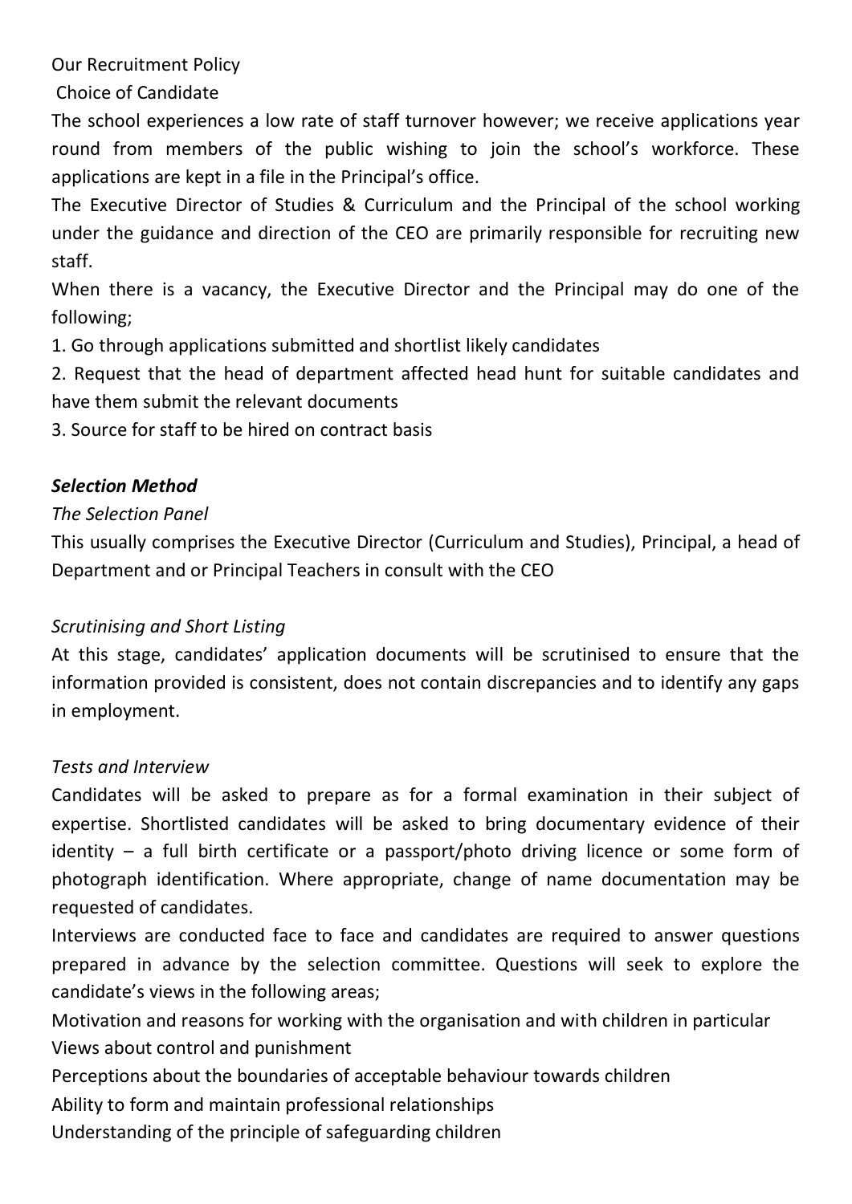Our Recruitment Policy

Choice of Candidate

The school experiences a low rate of staff turnover however; we receive applications year round from members of the public wishing to join the school's workforce. These applications are kept in a file in the Principal's office.

The Executive Director of Studies & Curriculum and the Principal of the school working under the guidance and direction of the CEO are primarily responsible for recruiting new staff.

When there is a vacancy, the Executive Director and the Principal may do one of the following;

1. Go through applications submitted and shortlist likely candidates
2. Request that the head of department affected head hunt for suitable candidates and have them submit the relevant documents
3. Source for staff to be hired on contract basis

***Selection Method***

*The Selection Panel*

This usually comprises the Executive Director (Curriculum and Studies), Principal, a head of Department and or Principal Teachers in consult with the CEO

*Scrutinising and Short Listing*

At this stage, candidates' application documents will be scrutinised to ensure that the information provided is consistent, does not contain discrepancies and to identify any gaps in employment.

*Tests and Interview*

Candidates will be asked to prepare as for a formal examination in their subject of expertise. Shortlisted candidates will be asked to bring documentary evidence of their identity – a full birth certificate or a passport/photo driving licence or some form of photograph identification. Where appropriate, change of name documentation may be requested of candidates.

Interviews are conducted face to face and candidates are required to answer questions prepared in advance by the selection committee. Questions will seek to explore the candidate's views in the following areas;

Motivation and reasons for working with the organisation and with children in particular

Views about control and punishment

Perceptions about the boundaries of acceptable behaviour towards children

Ability to form and maintain professional relationships

Understanding of the principle of safeguarding children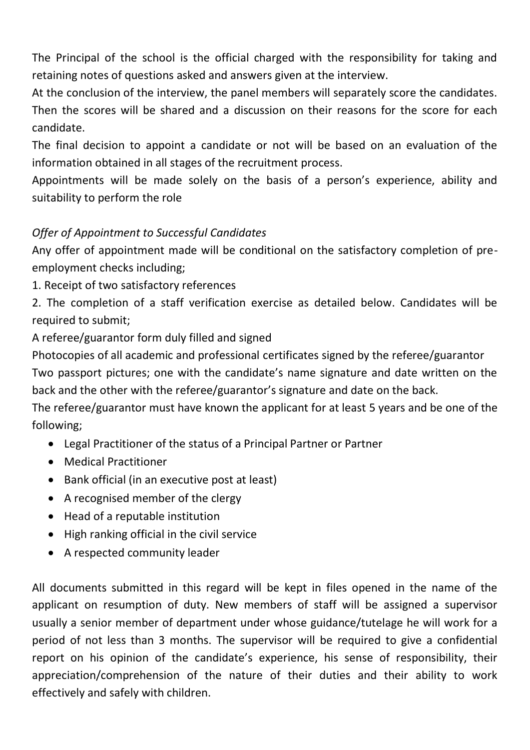The Principal of the school is the official charged with the responsibility for taking and retaining notes of questions asked and answers given at the interview.

At the conclusion of the interview, the panel members will separately score the candidates. Then the scores will be shared and a discussion on their reasons for the score for each candidate.

The final decision to appoint a candidate or not will be based on an evaluation of the information obtained in all stages of the recruitment process.

Appointments will be made solely on the basis of a person's experience, ability and suitability to perform the role

*Offer of Appointment to Successful Candidates*

Any offer of appointment made will be conditional on the satisfactory completion of pre-employment checks including;

1. Receipt of two satisfactory references
2. The completion of a staff verification exercise as detailed below. Candidates will be required to submit;

A referee/guarantor form duly filled and signed

Photocopies of all academic and professional certificates signed by the referee/guarantor

Two passport pictures; one with the candidate's name signature and date written on the back and the other with the referee/guarantor's signature and date on the back.

The referee/guarantor must have known the applicant for at least 5 years and be one of the following;

- Legal Practitioner of the status of a Principal Partner or Partner
- Medical Practitioner
- Bank official (in an executive post at least)
- A recognised member of the clergy
- Head of a reputable institution
- High ranking official in the civil service
- A respected community leader

All documents submitted in this regard will be kept in files opened in the name of the applicant on resumption of duty. New members of staff will be assigned a supervisor usually a senior member of department under whose guidance/tutelage he will work for a period of not less than 3 months. The supervisor will be required to give a confidential report on his opinion of the candidate's experience, his sense of responsibility, their appreciation/comprehension of the nature of their duties and their ability to work effectively and safely with children.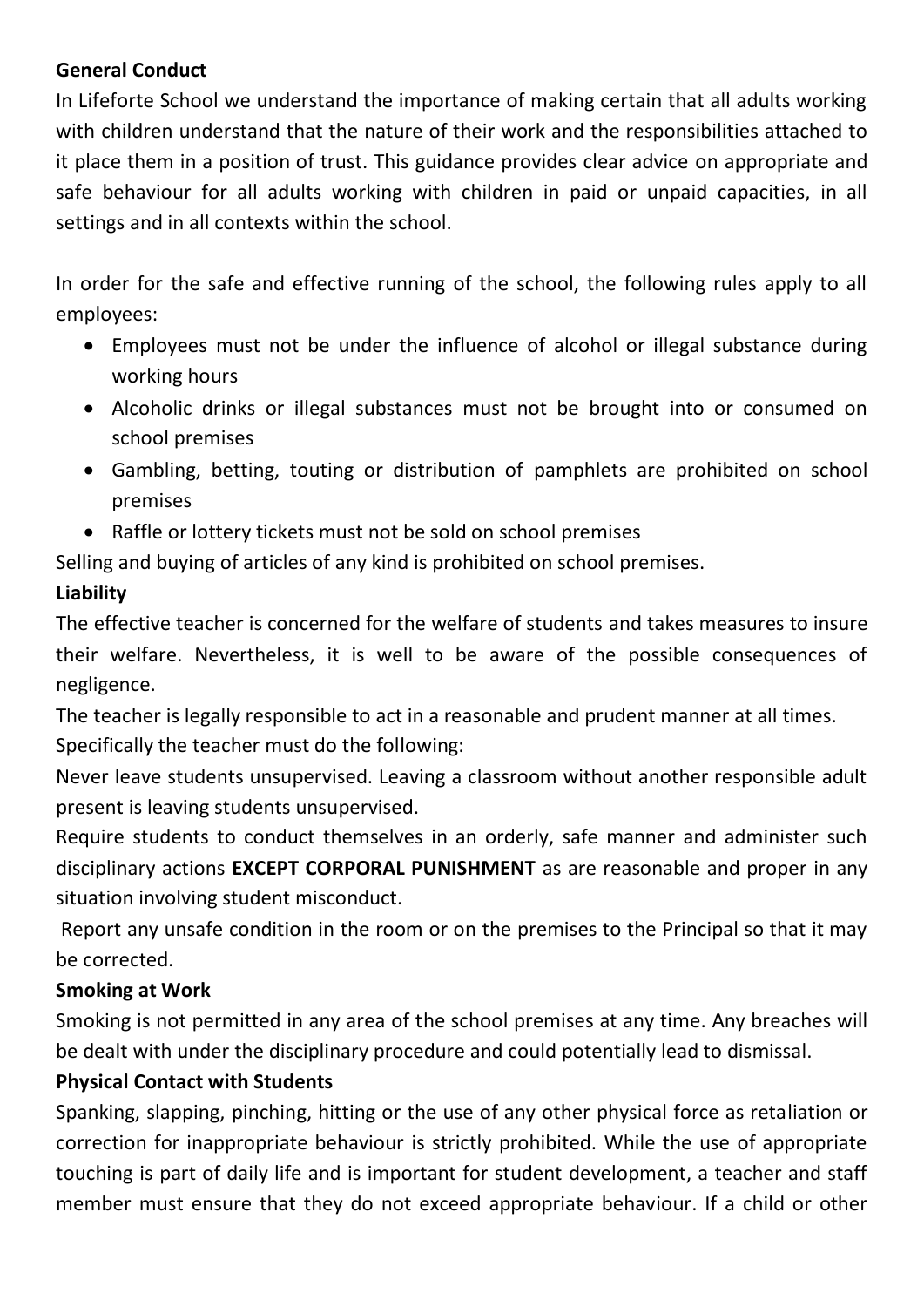**General Conduct**

In Lifeforte School we understand the importance of making certain that all adults working with children understand that the nature of their work and the responsibilities attached to it place them in a position of trust. This guidance provides clear advice on appropriate and safe behaviour for all adults working with children in paid or unpaid capacities, in all settings and in all contexts within the school.

In order for the safe and effective running of the school, the following rules apply to all employees:

- Employees must not be under the influence of alcohol or illegal substance during working hours
- Alcoholic drinks or illegal substances must not be brought into or consumed on school premises
- Gambling, betting, touting or distribution of pamphlets are prohibited on school premises
- Raffle or lottery tickets must not be sold on school premises

Selling and buying of articles of any kind is prohibited on school premises.

**Liability**

The effective teacher is concerned for the welfare of students and takes measures to insure their welfare. Nevertheless, it is well to be aware of the possible consequences of negligence.

The teacher is legally responsible to act in a reasonable and prudent manner at all times.

Specifically the teacher must do the following:

Never leave students unsupervised. Leaving a classroom without another responsible adult present is leaving students unsupervised.

Require students to conduct themselves in an orderly, safe manner and administer such disciplinary actions **EXCEPT CORPORAL PUNISHMENT** as are reasonable and proper in any situation involving student misconduct.

Report any unsafe condition in the room or on the premises to the Principal so that it may be corrected.

**Smoking at Work**

Smoking is not permitted in any area of the school premises at any time. Any breaches will be dealt with under the disciplinary procedure and could potentially lead to dismissal.

**Physical Contact with Students**

Spanking, slapping, pinching, hitting or the use of any other physical force as retaliation or correction for inappropriate behaviour is strictly prohibited. While the use of appropriate touching is part of daily life and is important for student development, a teacher and staff member must ensure that they do not exceed appropriate behaviour. If a child or other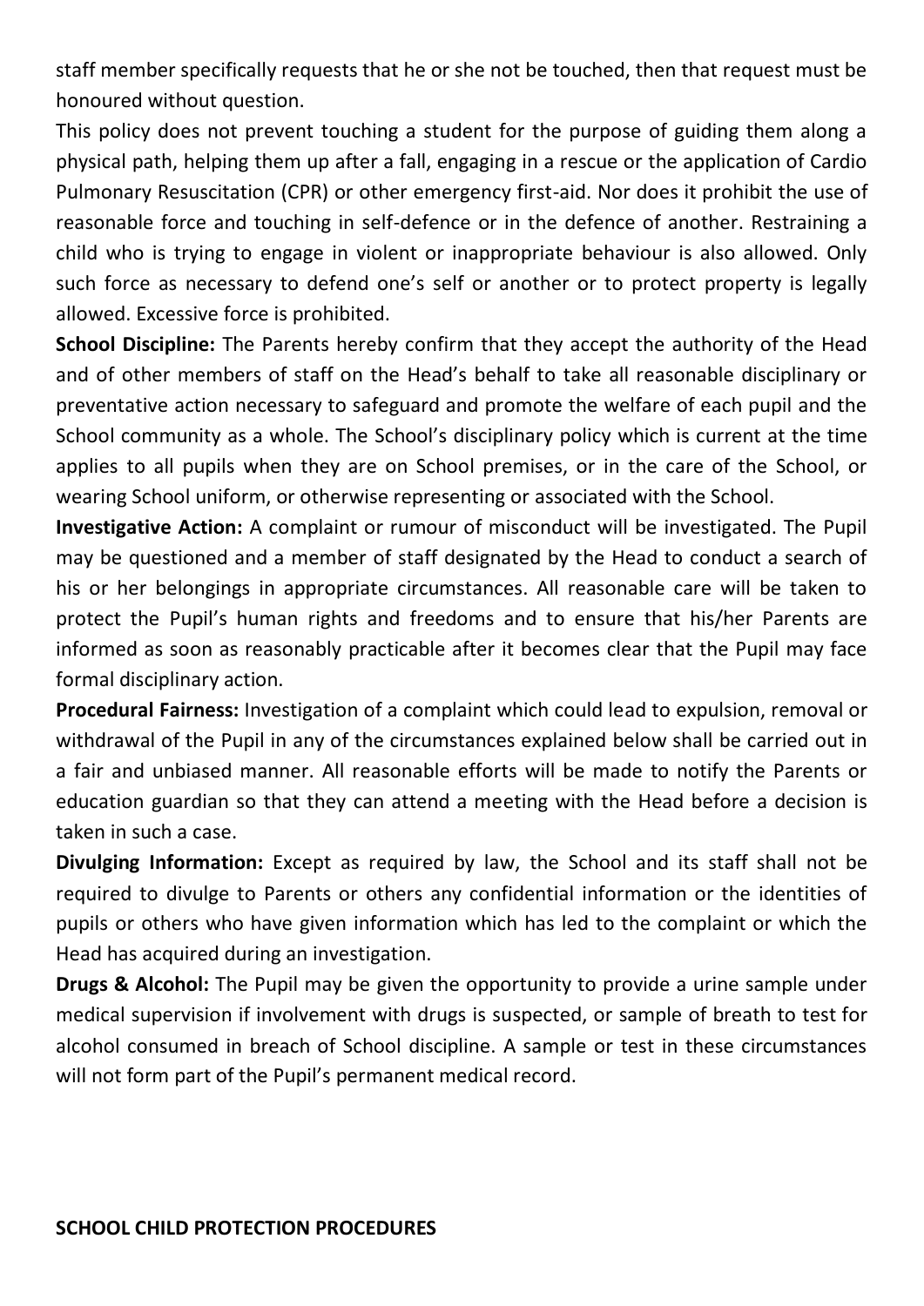staff member specifically requests that he or she not be touched, then that request must be honoured without question.

This policy does not prevent touching a student for the purpose of guiding them along a physical path, helping them up after a fall, engaging in a rescue or the application of Cardio Pulmonary Resuscitation (CPR) or other emergency first-aid. Nor does it prohibit the use of reasonable force and touching in self-defence or in the defence of another. Restraining a child who is trying to engage in violent or inappropriate behaviour is also allowed. Only such force as necessary to defend one's self or another or to protect property is legally allowed. Excessive force is prohibited.

**School Discipline:** The Parents hereby confirm that they accept the authority of the Head and of other members of staff on the Head's behalf to take all reasonable disciplinary or preventative action necessary to safeguard and promote the welfare of each pupil and the School community as a whole. The School's disciplinary policy which is current at the time applies to all pupils when they are on School premises, or in the care of the School, or wearing School uniform, or otherwise representing or associated with the School.

**Investigative Action:** A complaint or rumour of misconduct will be investigated. The Pupil may be questioned and a member of staff designated by the Head to conduct a search of his or her belongings in appropriate circumstances. All reasonable care will be taken to protect the Pupil's human rights and freedoms and to ensure that his/her Parents are informed as soon as reasonably practicable after it becomes clear that the Pupil may face formal disciplinary action.

**Procedural Fairness:** Investigation of a complaint which could lead to expulsion, removal or withdrawal of the Pupil in any of the circumstances explained below shall be carried out in a fair and unbiased manner. All reasonable efforts will be made to notify the Parents or education guardian so that they can attend a meeting with the Head before a decision is taken in such a case.

**Divulging Information:** Except as required by law, the School and its staff shall not be required to divulge to Parents or others any confidential information or the identities of pupils or others who have given information which has led to the complaint or which the Head has acquired during an investigation.

**Drugs & Alcohol:** The Pupil may be given the opportunity to provide a urine sample under medical supervision if involvement with drugs is suspected, or sample of breath to test for alcohol consumed in breach of School discipline. A sample or test in these circumstances will not form part of the Pupil's permanent medical record.

## SCHOOL CHILD PROTECTION PROCEDURES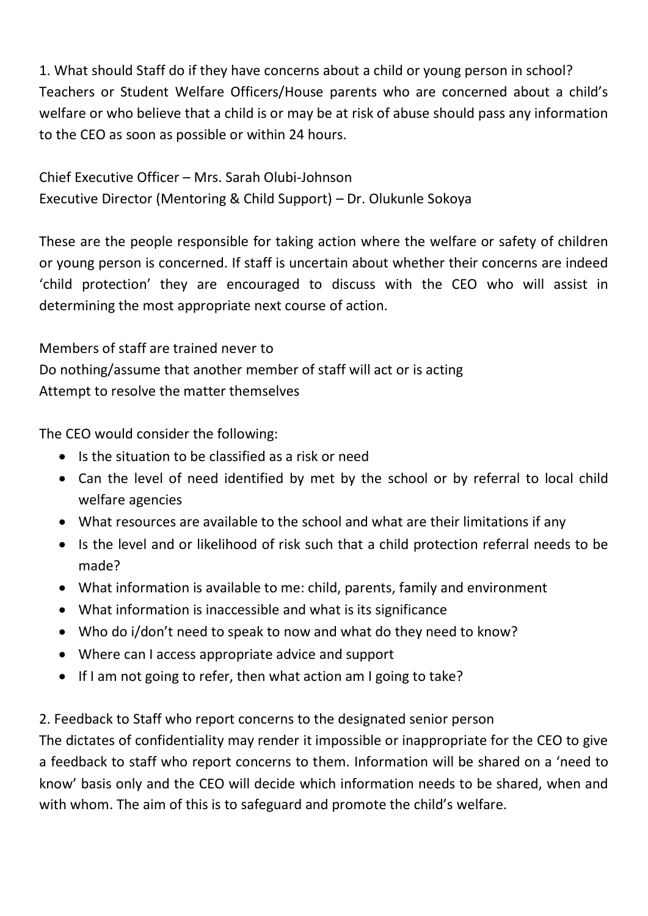1. What should Staff do if they have concerns about a child or young person in school?
Teachers or Student Welfare Officers/House parents who are concerned about a child's welfare or who believe that a child is or may be at risk of abuse should pass any information to the CEO as soon as possible or within 24 hours.

Chief Executive Officer – Mrs. Sarah Olubi-Johnson
Executive Director (Mentoring & Child Support) – Dr. Olukunle Sokoya

These are the people responsible for taking action where the welfare or safety of children or young person is concerned. If staff is uncertain about whether their concerns are indeed 'child protection' they are encouraged to discuss with the CEO who will assist in determining the most appropriate next course of action.

Members of staff are trained never to
Do nothing/assume that another member of staff will act or is acting
Attempt to resolve the matter themselves

The CEO would consider the following:

- Is the situation to be classified as a risk or need
- Can the level of need identified by met by the school or by referral to local child welfare agencies
- What resources are available to the school and what are their limitations if any
- Is the level and or likelihood of risk such that a child protection referral needs to be made?
- What information is available to me: child, parents, family and environment
- What information is inaccessible and what is its significance
- Who do i/don't need to speak to now and what do they need to know?
- Where can I access appropriate advice and support
- If I am not going to refer, then what action am I going to take?

2. Feedback to Staff who report concerns to the designated senior person
The dictates of confidentiality may render it impossible or inappropriate for the CEO to give a feedback to staff who report concerns to them. Information will be shared on a 'need to know' basis only and the CEO will decide which information needs to be shared, when and with whom. The aim of this is to safeguard and promote the child's welfare.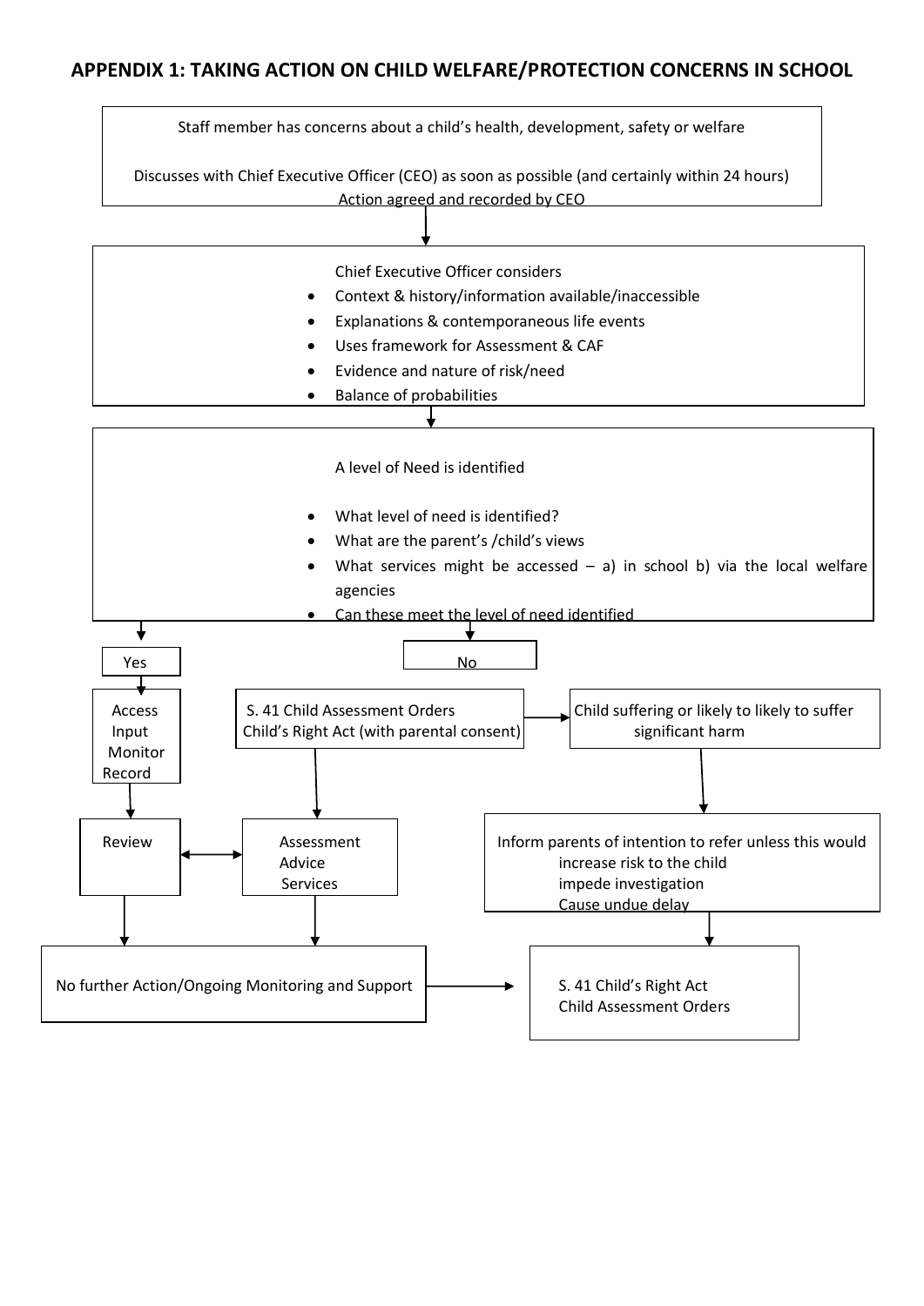## APPENDIX 1: TAKING ACTION ON CHILD WELFARE/PROTECTION CONCERNS IN SCHOOL

Staff member has concerns about a child's health, development, safety or welfare

Discusses with Chief Executive Officer (CEO) as soon as possible (and certainly within 24 hours)
Action agreed and recorded by CEO

↓

Chief Executive Officer considers

- Context & history/information available/inaccessible
- Explanations & contemporaneous life events
- Uses framework for Assessment & CAF
- Evidence and nature of risk/need
- Balance of probabilities

↓

A level of Need is identified

- What level of need is identified?
- What are the parent's /child's views
- What services might be accessed – a) in school b) via the local welfare agencies
- Can these meet the level of need identified

↓

**Yes**

Access
Input
Monitor
Record

↓

Review ↔ Assessment / Advice / Services

↓

No further Action/Ongoing Monitoring and Support → S. 41 Child's Right Act Child Assessment Orders

**No**

S. 41 Child Assessment Orders Child's Right Act (with parental consent)

↓

Assessment
Advice
Services

↓

No further Action/Ongoing Monitoring and Support

S. 41 Child Assessment Orders Child's Right Act (with parental consent) → Child suffering or likely to likely to suffer significant harm

↓

Inform parents of intention to refer unless this would
- increase risk to the child
- impede investigation
- Cause undue delay

↓

S. 41 Child's Right Act
Child Assessment Orders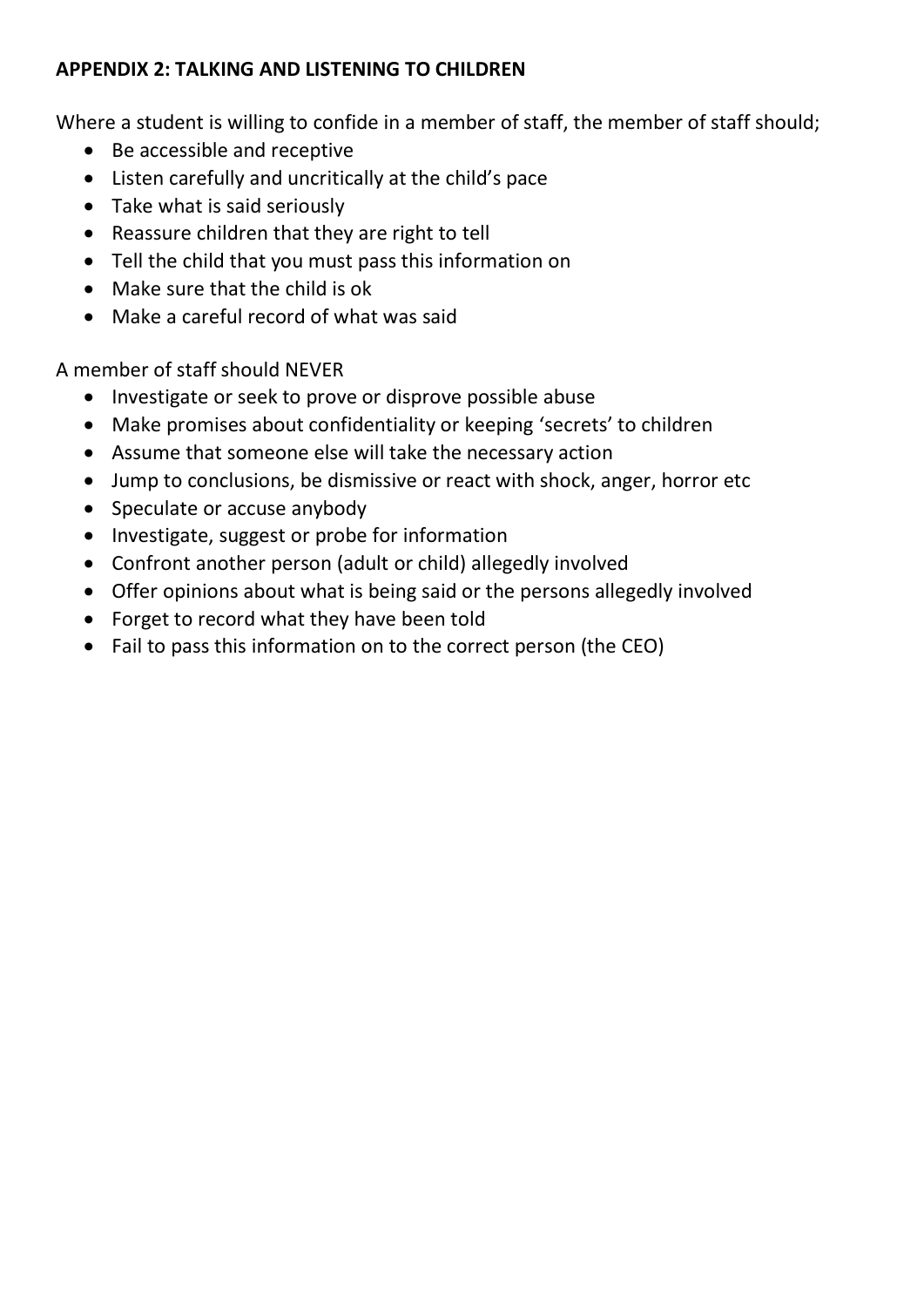## APPENDIX 2: TALKING AND LISTENING TO CHILDREN

Where a student is willing to confide in a member of staff, the member of staff should;

- Be accessible and receptive
- Listen carefully and uncritically at the child's pace
- Take what is said seriously
- Reassure children that they are right to tell
- Tell the child that you must pass this information on
- Make sure that the child is ok
- Make a careful record of what was said

A member of staff should NEVER

- Investigate or seek to prove or disprove possible abuse
- Make promises about confidentiality or keeping 'secrets' to children
- Assume that someone else will take the necessary action
- Jump to conclusions, be dismissive or react with shock, anger, horror etc
- Speculate or accuse anybody
- Investigate, suggest or probe for information
- Confront another person (adult or child) allegedly involved
- Offer opinions about what is being said or the persons allegedly involved
- Forget to record what they have been told
- Fail to pass this information on to the correct person (the CEO)